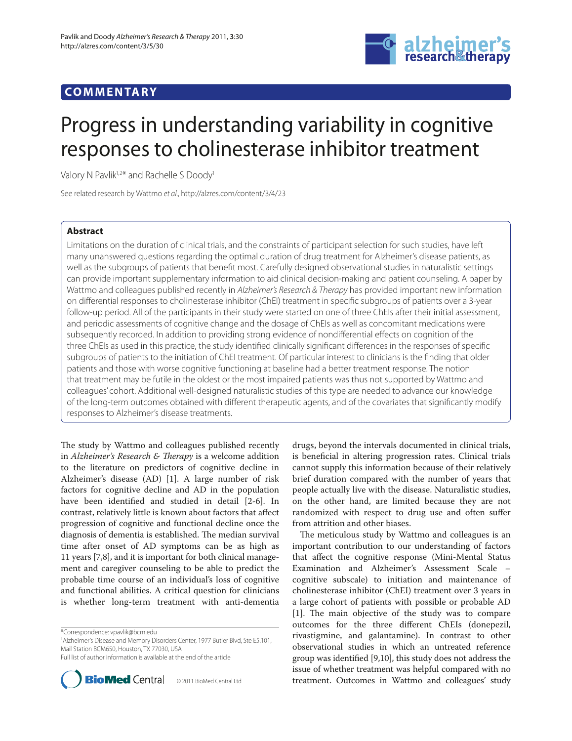COMMENTARY

# Progress in understanding variability in cognitive responses to cholinesterase inhibitor treatment

Valory N Pavlik[1,2]* and Rachelle S Doody[1]

See related research by Wattmo *et al*., http://alzres.com/content/3/4/23

## Abstract

Limitations on the duration of clinical trials, and the constraints of participant selection for such studies, have left many unanswered questions regarding the optimal duration of drug treatment for Alzheimer's disease patients, as well as the subgroups of patients that benefit most. Carefully designed observational studies in naturalistic settings can provide important supplementary information to aid clinical decision-making and patient counseling. A paper by Wattmo and colleagues published recently in *Alzheimer's Research & Therapy* has provided important new information on differential responses to cholinesterase inhibitor (ChEI) treatment in specific subgroups of patients over a 3-year follow-up period. All of the participants in their study were started on one of three ChEIs after their initial assessment, and periodic assessments of cognitive change and the dosage of ChEIs as well as concomitant medications were subsequently recorded. In addition to providing strong evidence of nondifferential effects on cognition of the three ChEIs as used in this practice, the study identified clinically significant differences in the responses of specific subgroups of patients to the initiation of ChEI treatment. Of particular interest to clinicians is the finding that older patients and those with worse cognitive functioning at baseline had a better treatment response. The notion that treatment may be futile in the oldest or the most impaired patients was thus not supported by Wattmo and colleagues' cohort. Additional well-designed naturalistic studies of this type are needed to advance our knowledge of the long-term outcomes obtained with different therapeutic agents, and of the covariates that significantly modify responses to Alzheimer's disease treatments.

The study by Wattmo and colleagues published recently in *Alzheimer's Research & Therapy* is a welcome addition to the literature on predictors of cognitive decline in Alzheimer's disease (AD) [1]. A large number of risk factors for cognitive decline and AD in the population have been identified and studied in detail [2-6]. In contrast, relatively little is known about factors that affect progression of cognitive and functional decline once the diagnosis of dementia is established. The median survival time after onset of AD symptoms can be as high as 11 years [7,8], and it is important for both clinical management and caregiver counseling to be able to predict the probable time course of an individual's loss of cognitive and functional abilities. A critical question for clinicians is whether long-term treatment with anti-dementia drugs, beyond the intervals documented in clinical trials, is beneficial in altering progression rates. Clinical trials cannot supply this information because of their relatively brief duration compared with the number of years that people actually live with the disease. Naturalistic studies, on the other hand, are limited because they are not randomized with respect to drug use and often suffer from attrition and other biases.

The meticulous study by Wattmo and colleagues is an important contribution to our understanding of factors that affect the cognitive response (Mini-Mental Status Examination and Alzheimer's Assessment Scale – cognitive subscale) to initiation and maintenance of cholinesterase inhibitor (ChEI) treatment over 3 years in a large cohort of patients with possible or probable AD [1]. The main objective of the study was to compare outcomes for the three different ChEIs (donepezil, rivastigmine, and galantamine). In contrast to other observational studies in which an untreated reference group was identified [9,10], this study does not address the issue of whether treatment was helpful compared with no treatment. Outcomes in Wattmo and colleagues' study

*Correspondence: vpavlik@bcm.edu
[1]Alzheimer's Disease and Memory Disorders Center, 1977 Butler Blvd, Ste E5.101, Mail Station BCM650, Houston, TX 77030, USA
Full list of author information is available at the end of the article

© 2011 BioMed Central Ltd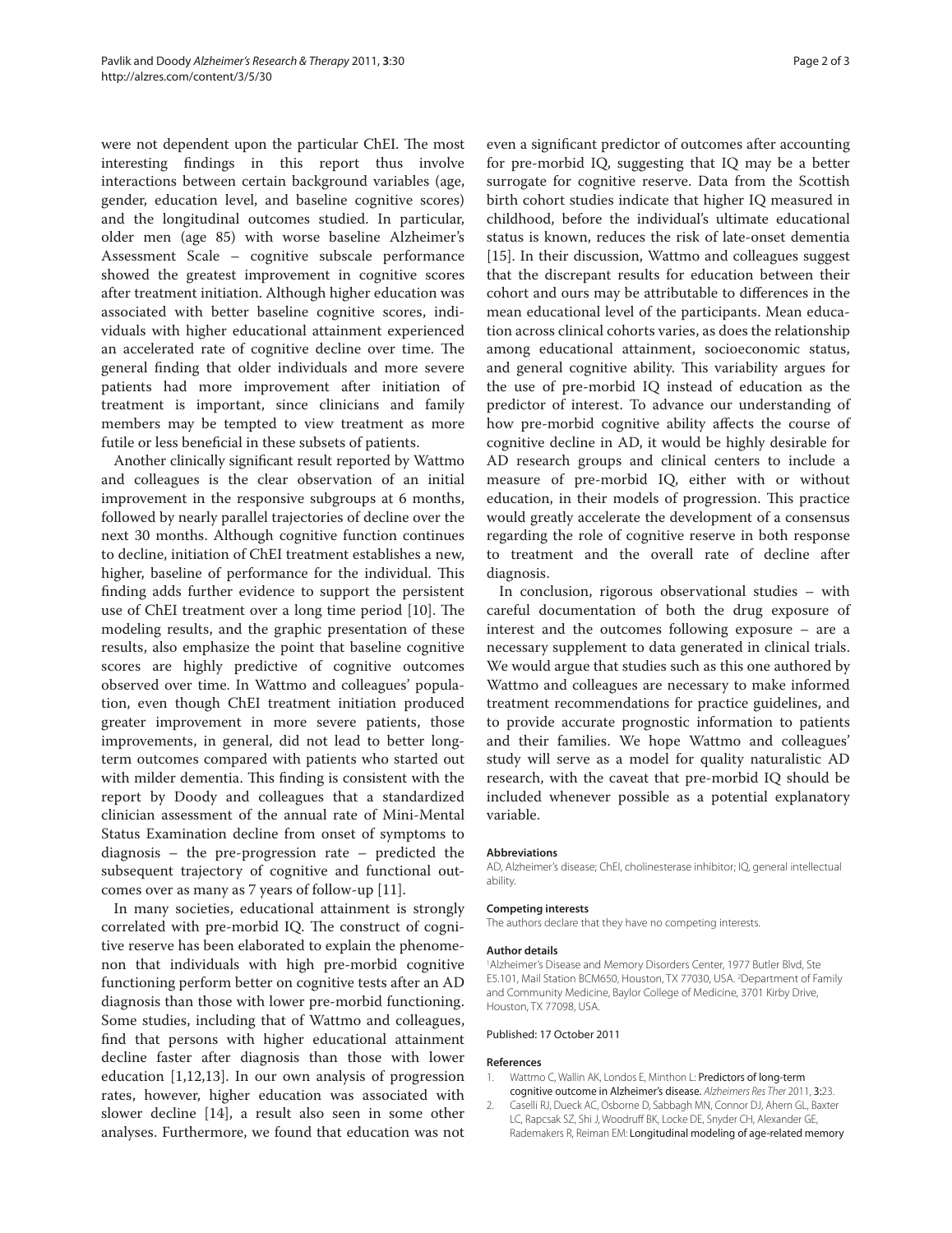were not dependent upon the particular ChEI. The most interesting findings in this report thus involve interactions between certain background variables (age, gender, education level, and baseline cognitive scores) and the longitudinal outcomes studied. In particular, older men (age 85) with worse baseline Alzheimer's Assessment Scale – cognitive subscale performance showed the greatest improvement in cognitive scores after treatment initiation. Although higher education was associated with better baseline cognitive scores, individuals with higher educational attainment experienced an accelerated rate of cognitive decline over time. The general finding that older individuals and more severe patients had more improvement after initiation of treatment is important, since clinicians and family members may be tempted to view treatment as more futile or less beneficial in these subsets of patients.

Another clinically significant result reported by Wattmo and colleagues is the clear observation of an initial improvement in the responsive subgroups at 6 months, followed by nearly parallel trajectories of decline over the next 30 months. Although cognitive function continues to decline, initiation of ChEI treatment establishes a new, higher, baseline of performance for the individual. This finding adds further evidence to support the persistent use of ChEI treatment over a long time period [10]. The modeling results, and the graphic presentation of these results, also emphasize the point that baseline cognitive scores are highly predictive of cognitive outcomes observed over time. In Wattmo and colleagues' population, even though ChEI treatment initiation produced greater improvement in more severe patients, those improvements, in general, did not lead to better long-term outcomes compared with patients who started out with milder dementia. This finding is consistent with the report by Doody and colleagues that a standardized clinician assessment of the annual rate of Mini-Mental Status Examination decline from onset of symptoms to diagnosis – the pre-progression rate – predicted the subsequent trajectory of cognitive and functional outcomes over as many as 7 years of follow-up [11].

In many societies, educational attainment is strongly correlated with pre-morbid IQ. The construct of cognitive reserve has been elaborated to explain the phenomenon that individuals with high pre-morbid cognitive functioning perform better on cognitive tests after an AD diagnosis than those with lower pre-morbid functioning. Some studies, including that of Wattmo and colleagues, find that persons with higher educational attainment decline faster after diagnosis than those with lower education [1,12,13]. In our own analysis of progression rates, however, higher education was associated with slower decline [14], a result also seen in some other analyses. Furthermore, we found that education was not even a significant predictor of outcomes after accounting for pre-morbid IQ, suggesting that IQ may be a better surrogate for cognitive reserve. Data from the Scottish birth cohort studies indicate that higher IQ measured in childhood, before the individual's ultimate educational status is known, reduces the risk of late-onset dementia [15]. In their discussion, Wattmo and colleagues suggest that the discrepant results for education between their cohort and ours may be attributable to differences in the mean educational level of the participants. Mean education across clinical cohorts varies, as does the relationship among educational attainment, socioeconomic status, and general cognitive ability. This variability argues for the use of pre-morbid IQ instead of education as the predictor of interest. To advance our understanding of how pre-morbid cognitive ability affects the course of cognitive decline in AD, it would be highly desirable for AD research groups and clinical centers to include a measure of pre-morbid IQ, either with or without education, in their models of progression. This practice would greatly accelerate the development of a consensus regarding the role of cognitive reserve in both response to treatment and the overall rate of decline after diagnosis.

In conclusion, rigorous observational studies – with careful documentation of both the drug exposure of interest and the outcomes following exposure – are a necessary supplement to data generated in clinical trials. We would argue that studies such as this one authored by Wattmo and colleagues are necessary to make informed treatment recommendations for practice guidelines, and to provide accurate prognostic information to patients and their families. We hope Wattmo and colleagues' study will serve as a model for quality naturalistic AD research, with the caveat that pre-morbid IQ should be included whenever possible as a potential explanatory variable.

#### Abbreviations

AD, Alzheimer's disease; ChEI, cholinesterase inhibitor; IQ, general intellectual ability.

#### Competing interests

The authors declare that they have no competing interests.

#### Author details

[1]Alzheimer's Disease and Memory Disorders Center, 1977 Butler Blvd, Ste E5.101, Mail Station BCM650, Houston, TX 77030, USA. [2]Department of Family and Community Medicine, Baylor College of Medicine, 3701 Kirby Drive, Houston, TX 77098, USA.

Published: 17 October 2011

#### References

1. Wattmo C, Wallin AK, Londos E, Minthon L: **Predictors of long-term cognitive outcome in Alzheimer's disease.** *Alzheimers Res Ther* 2011, **3:**23.
2. Caselli RJ, Dueck AC, Osborne D, Sabbagh MN, Connor DJ, Ahern GL, Baxter LC, Rapcsak SZ, Shi J, Woodruff BK, Locke DE, Snyder CH, Alexander GE, Rademakers R, Reiman EM: **Longitudinal modeling of age-related memory**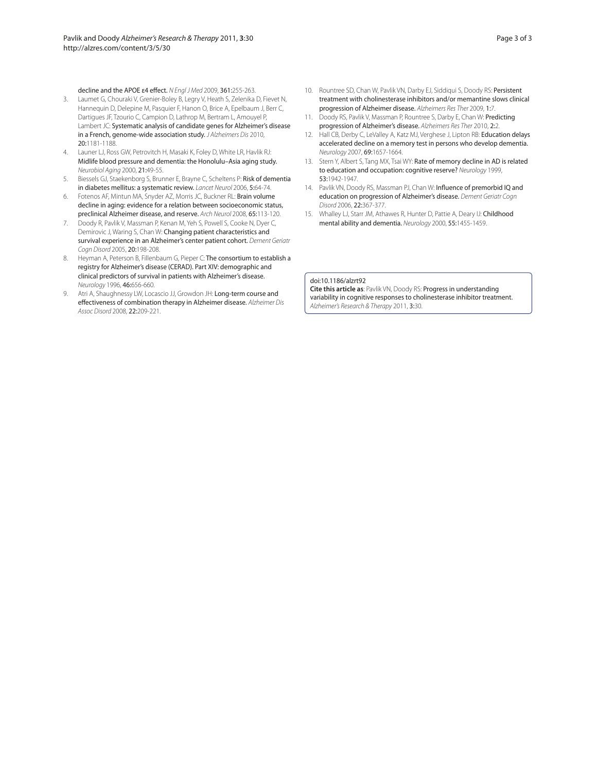decline and the APOE ε4 effect. *N Engl J Med* 2009, **361**:255-263.

3. Laumet G, Chouraki V, Grenier-Boley B, Legry V, Heath S, Zelenika D, Fievet N, Hannequin D, Delepine M, Pasquier F, Hanon O, Brice A, Epelbaum J, Berr C, Dartigues JF, Tzourio C, Campion D, Lathrop M, Bertram L, Amouyel P, Lambert JC: Systematic analysis of candidate genes for Alzheimer's disease in a French, genome-wide association study. *J Alzheimers Dis* 2010, **20**:1181-1188.
4. Launer LJ, Ross GW, Petrovitch H, Masaki K, Foley D, White LR, Havlik RJ: Midlife blood pressure and dementia: the Honolulu–Asia aging study. *Neurobiol Aging* 2000, **21**:49-55.
5. Biessels GJ, Staekenborg S, Brunner E, Brayne C, Scheltens P: Risk of dementia in diabetes mellitus: a systematic review. *Lancet Neurol* 2006, **5**:64-74.
6. Fotenos AF, Mintun MA, Snyder AZ, Morris JC, Buckner RL: Brain volume decline in aging: evidence for a relation between socioeconomic status, preclinical Alzheimer disease, and reserve. *Arch Neurol* 2008, **65**:113-120.
7. Doody R, Pavlik V, Massman P, Kenan M, Yeh S, Powell S, Cooke N, Dyer C, Demirovic J, Waring S, Chan W: Changing patient characteristics and survival experience in an Alzheimer's center patient cohort. *Dement Geriatr Cogn Disord* 2005, **20**:198-208.
8. Heyman A, Peterson B, Fillenbaum G, Pieper C: The consortium to establish a registry for Alzheimer's disease (CERAD). Part XIV: demographic and clinical predictors of survival in patients with Alzheimer's disease. *Neurology* 1996, **46**:656-660.
9. Atri A, Shaughnessy LW, Locascio JJ, Growdon JH: Long-term course and effectiveness of combination therapy in Alzheimer disease. *Alzheimer Dis Assoc Disord* 2008, **22**:209-221.
10. Rountree SD, Chan W, Pavlik VN, Darby EJ, Siddiqui S, Doody RS: Persistent treatment with cholinesterase inhibitors and/or memantine slows clinical progression of Alzheimer disease. *Alzheimers Res Ther* 2009, **1**:7.
11. Doody RS, Pavlik V, Massman P, Rountree S, Darby E, Chan W: Predicting progression of Alzheimer's disease. *Alzheimers Res Ther* 2010, **2**:2.
12. Hall CB, Derby C, LeValley A, Katz MJ, Verghese J, Lipton RB: Education delays accelerated decline on a memory test in persons who develop dementia. *Neurology* 2007, **69**:1657-1664.
13. Stern Y, Albert S, Tang MX, Tsai WY: Rate of memory decline in AD is related to education and occupation: cognitive reserve? *Neurology* 1999, **53**:1942-1947.
14. Pavlik VN, Doody RS, Massman PJ, Chan W: Influence of premorbid IQ and education on progression of Alzheimer's disease. *Dement Geriatr Cogn Disord* 2006, **22**:367-377.
15. Whalley LJ, Starr JM, Athawes R, Hunter D, Pattie A, Deary IJ: Childhood mental ability and dementia. *Neurology* 2000, **55**:1455-1459.

doi:10.1186/alzrt92

**Cite this article as**: Pavlik VN, Doody RS: Progress in understanding variability in cognitive responses to cholinesterase inhibitor treatment. *Alzheimer's Research & Therapy* 2011, **3**:30.